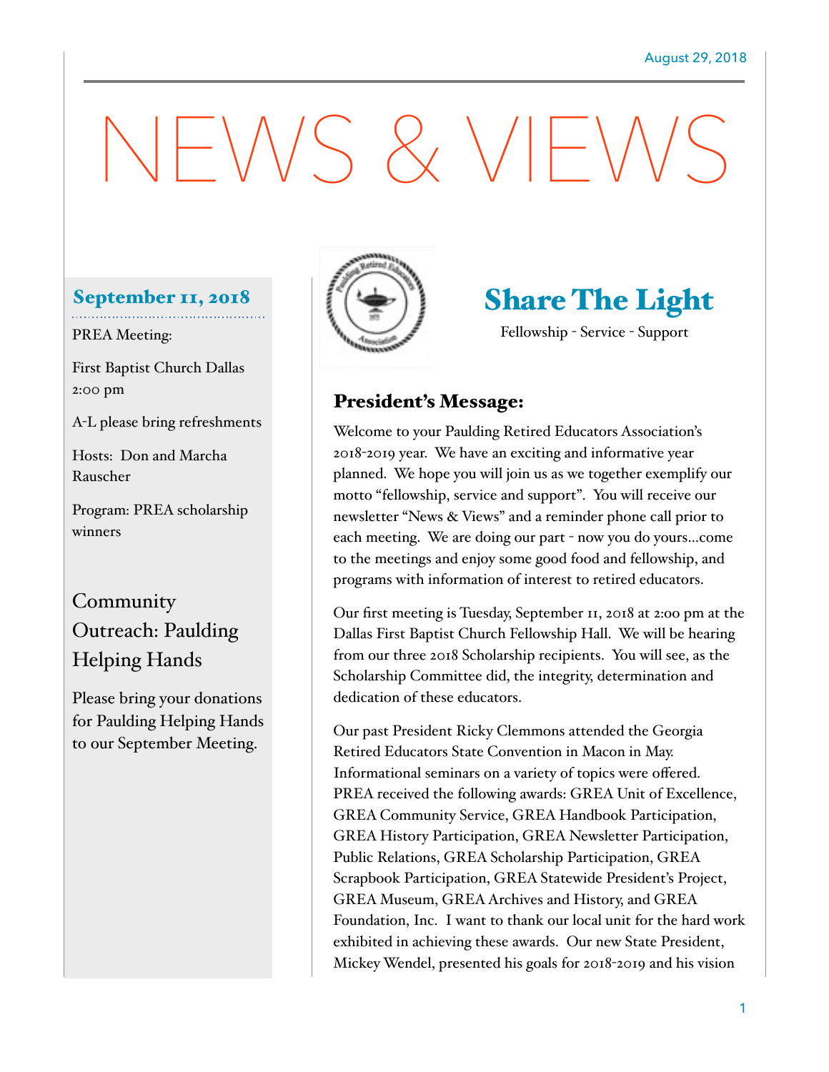August 29, 2018

# NEWS & VIEWS

## September 11, 2018

PREA Meeting:

First Baptist Church Dallas
2:00 pm

A-L please bring refreshments

Hosts: Don and Marcha Rauscher

Program: PREA scholarship winners

## Community Outreach: Paulding Helping Hands

Please bring your donations for Paulding Helping Hands to our September Meeting.

## Share The Light

Fellowship - Service - Support

### President's Message:

Welcome to your Paulding Retired Educators Association's 2018-2019 year. We have an exciting and informative year planned. We hope you will join us as we together exemplify our motto "fellowship, service and support". You will receive our newsletter "News & Views" and a reminder phone call prior to each meeting. We are doing our part - now you do yours…come to the meetings and enjoy some good food and fellowship, and programs with information of interest to retired educators.

Our first meeting is Tuesday, September 11, 2018 at 2:00 pm at the Dallas First Baptist Church Fellowship Hall. We will be hearing from our three 2018 Scholarship recipients. You will see, as the Scholarship Committee did, the integrity, determination and dedication of these educators.

Our past President Ricky Clemmons attended the Georgia Retired Educators State Convention in Macon in May. Informational seminars on a variety of topics were offered. PREA received the following awards: GREA Unit of Excellence, GREA Community Service, GREA Handbook Participation, GREA History Participation, GREA Newsletter Participation, Public Relations, GREA Scholarship Participation, GREA Scrapbook Participation, GREA Statewide President's Project, GREA Museum, GREA Archives and History, and GREA Foundation, Inc. I want to thank our local unit for the hard work exhibited in achieving these awards. Our new State President, Mickey Wendel, presented his goals for 2018-2019 and his vision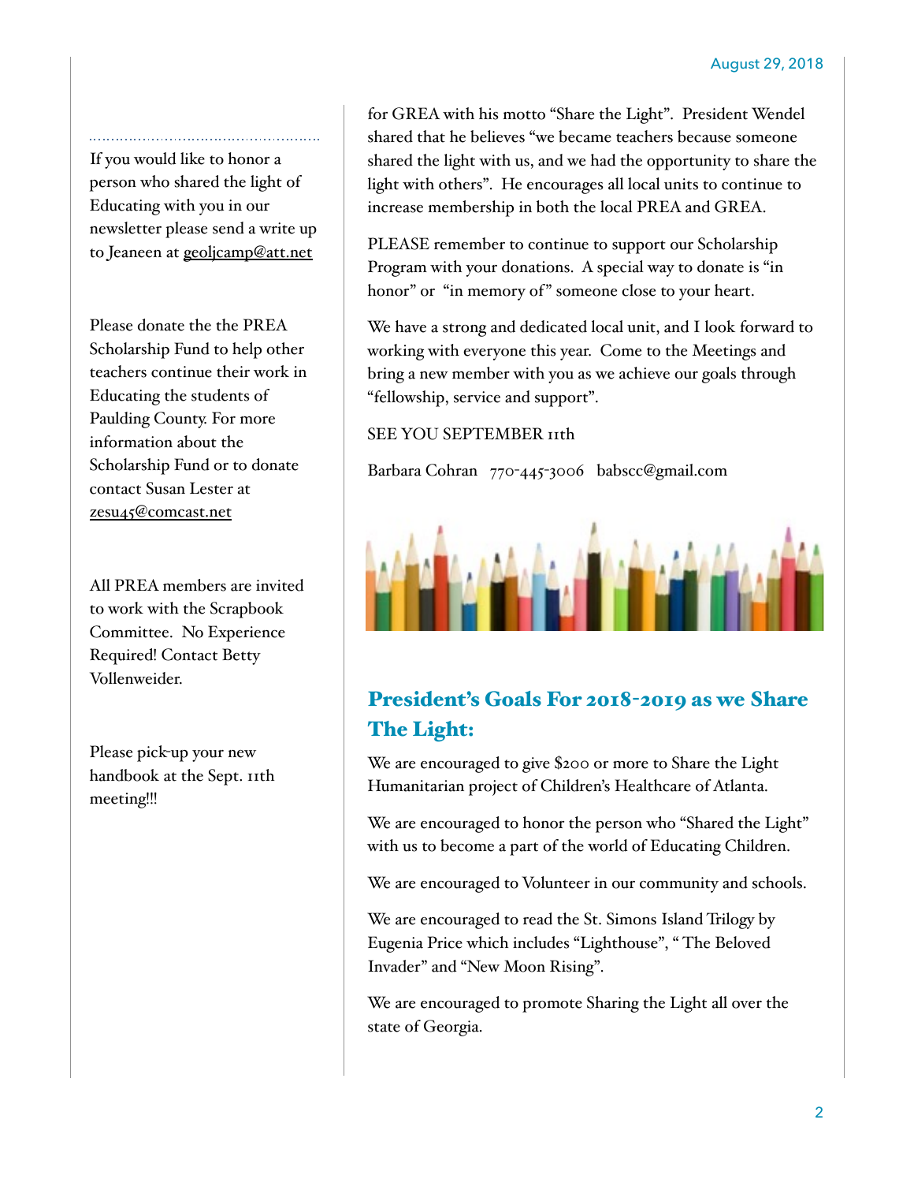If you would like to honor a person who shared the light of Educating with you in our newsletter please send a write up to Jeaneen at geoljcamp@att.net

Please donate the the PREA Scholarship Fund to help other teachers continue their work in Educating the students of Paulding County. For more information about the Scholarship Fund or to donate contact Susan Lester at zesu45@comcast.net

All PREA members are invited to work with the Scrapbook Committee. No Experience Required! Contact Betty Vollenweider.

Please pick-up your new handbook at the Sept. 11th meeting!!!

for GREA with his motto "Share the Light". President Wendel shared that he believes "we became teachers because someone shared the light with us, and we had the opportunity to share the light with others". He encourages all local units to continue to increase membership in both the local PREA and GREA.

PLEASE remember to continue to support our Scholarship Program with your donations. A special way to donate is "in honor" or "in memory of" someone close to your heart.

We have a strong and dedicated local unit, and I look forward to working with everyone this year. Come to the Meetings and bring a new member with you as we achieve our goals through "fellowship, service and support".

SEE YOU SEPTEMBER 11th

Barbara Cohran 770-445-3006 babscc@gmail.com

## President's Goals For 2018-2019 as we Share The Light:

We are encouraged to give $200 or more to Share the Light Humanitarian project of Children's Healthcare of Atlanta.

We are encouraged to honor the person who "Shared the Light" with us to become a part of the world of Educating Children.

We are encouraged to Volunteer in our community and schools.

We are encouraged to read the St. Simons Island Trilogy by Eugenia Price which includes "Lighthouse", " The Beloved Invader" and "New Moon Rising".

We are encouraged to promote Sharing the Light all over the state of Georgia.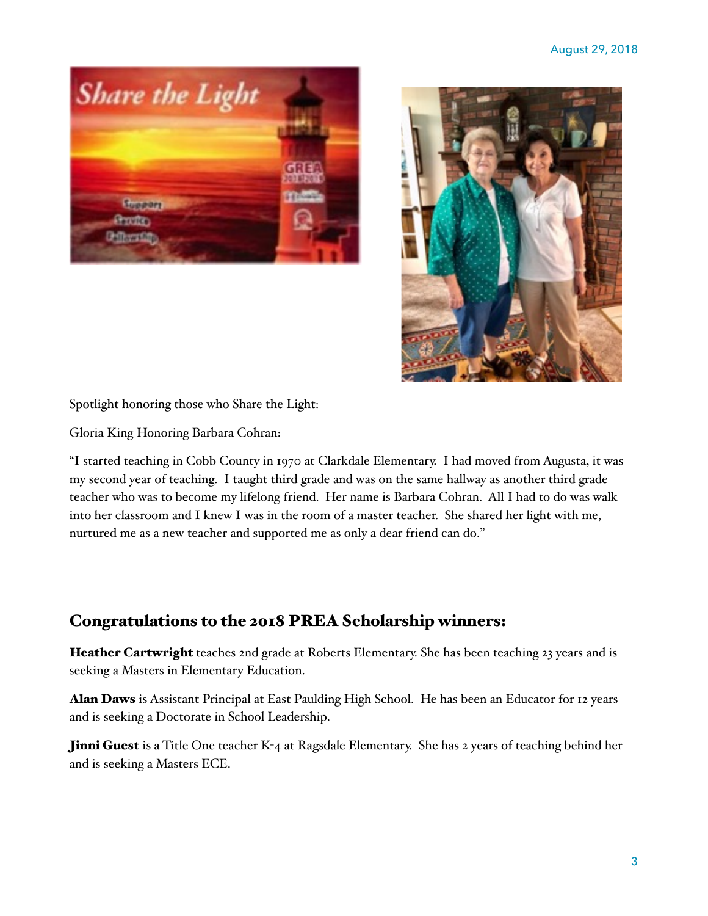August 29, 2018

Spotlight honoring those who Share the Light:

Gloria King Honoring Barbara Cohran:

"I started teaching in Cobb County in 1970 at Clarkdale Elementary. I had moved from Augusta, it was my second year of teaching. I taught third grade and was on the same hallway as another third grade teacher who was to become my lifelong friend. Her name is Barbara Cohran. All I had to do was walk into her classroom and I knew I was in the room of a master teacher. She shared her light with me, nurtured me as a new teacher and supported me as only a dear friend can do."

## Congratulations to the 2018 PREA Scholarship winners:

**Heather Cartwright** teaches 2nd grade at Roberts Elementary. She has been teaching 23 years and is seeking a Masters in Elementary Education.

**Alan Daws** is Assistant Principal at East Paulding High School. He has been an Educator for 12 years and is seeking a Doctorate in School Leadership.

**Jinni Guest** is a Title One teacher K-4 at Ragsdale Elementary. She has 2 years of teaching behind her and is seeking a Masters ECE.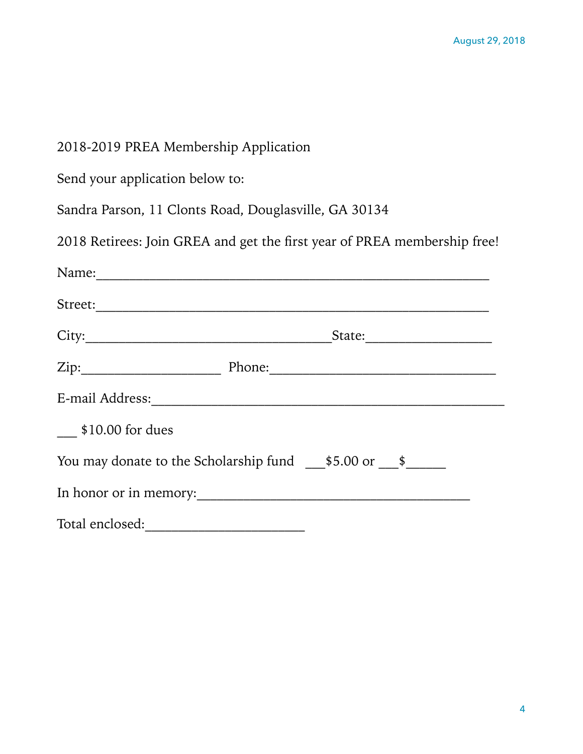2018-2019 PREA Membership Application

Send your application below to:

Sandra Parson, 11 Clonts Road, Douglasville, GA 30134

2018 Retirees: Join GREA and get the first year of PREA membership free!

Name:___________________________________________________

Street:__________________________________________________

City:________________________________State:________________

Zip:___________________ Phone:______________________________

E-mail Address:______________________________________________

___ $10.00 for dues

You may donate to the Scholarship fund ___$5.00 or ___$______

In honor or in memory:_____________________________________

Total enclosed:_____________________